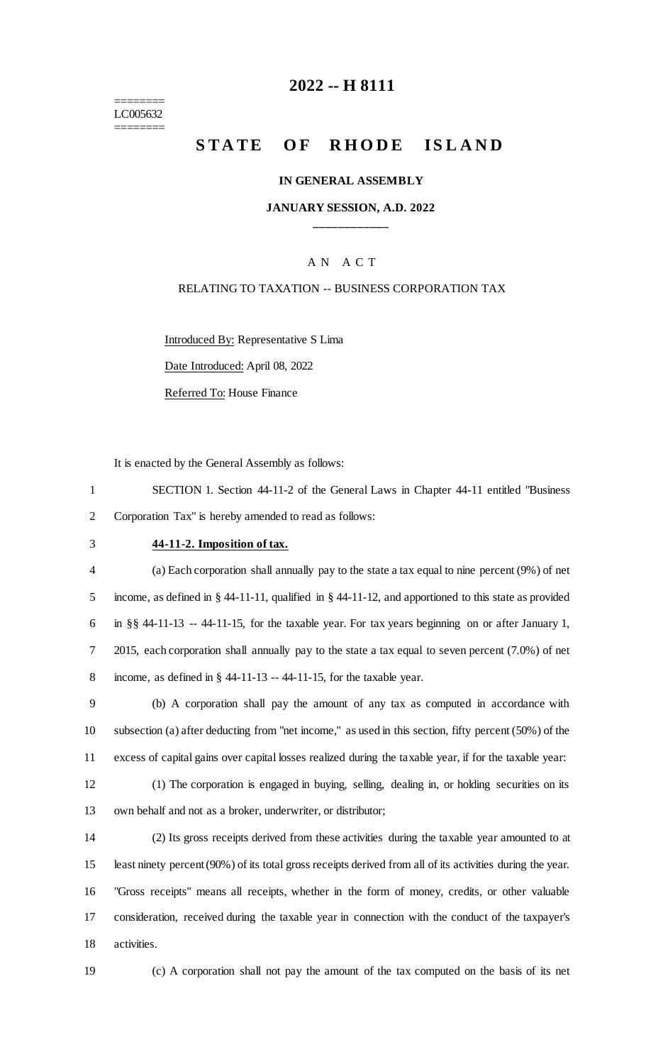========
LC005632
========

# 2022 -- H 8111

## STATE OF RHODE ISLAND

### IN GENERAL ASSEMBLY

### JANUARY SESSION, A.D. 2022

____________

A N A C T

RELATING TO TAXATION -- BUSINESS CORPORATION TAX

Introduced By: Representative S Lima

Date Introduced: April 08, 2022

Referred To: House Finance

It is enacted by the General Assembly as follows:

SECTION 1. Section 44-11-2 of the General Laws in Chapter 44-11 entitled "Business Corporation Tax" is hereby amended to read as follows:

**44-11-2. Imposition of tax.**

(a) Each corporation shall annually pay to the state a tax equal to nine percent (9%) of net income, as defined in § 44-11-11, qualified in § 44-11-12, and apportioned to this state as provided in §§ 44-11-13 -- 44-11-15, for the taxable year. For tax years beginning on or after January 1, 2015, each corporation shall annually pay to the state a tax equal to seven percent (7.0%) of net income, as defined in § 44-11-13 -- 44-11-15, for the taxable year.

(b) A corporation shall pay the amount of any tax as computed in accordance with subsection (a) after deducting from "net income," as used in this section, fifty percent (50%) of the excess of capital gains over capital losses realized during the taxable year, if for the taxable year:

(1) The corporation is engaged in buying, selling, dealing in, or holding securities on its own behalf and not as a broker, underwriter, or distributor;

(2) Its gross receipts derived from these activities during the taxable year amounted to at least ninety percent (90%) of its total gross receipts derived from all of its activities during the year. "Gross receipts" means all receipts, whether in the form of money, credits, or other valuable consideration, received during the taxable year in connection with the conduct of the taxpayer's activities.

(c) A corporation shall not pay the amount of the tax computed on the basis of its net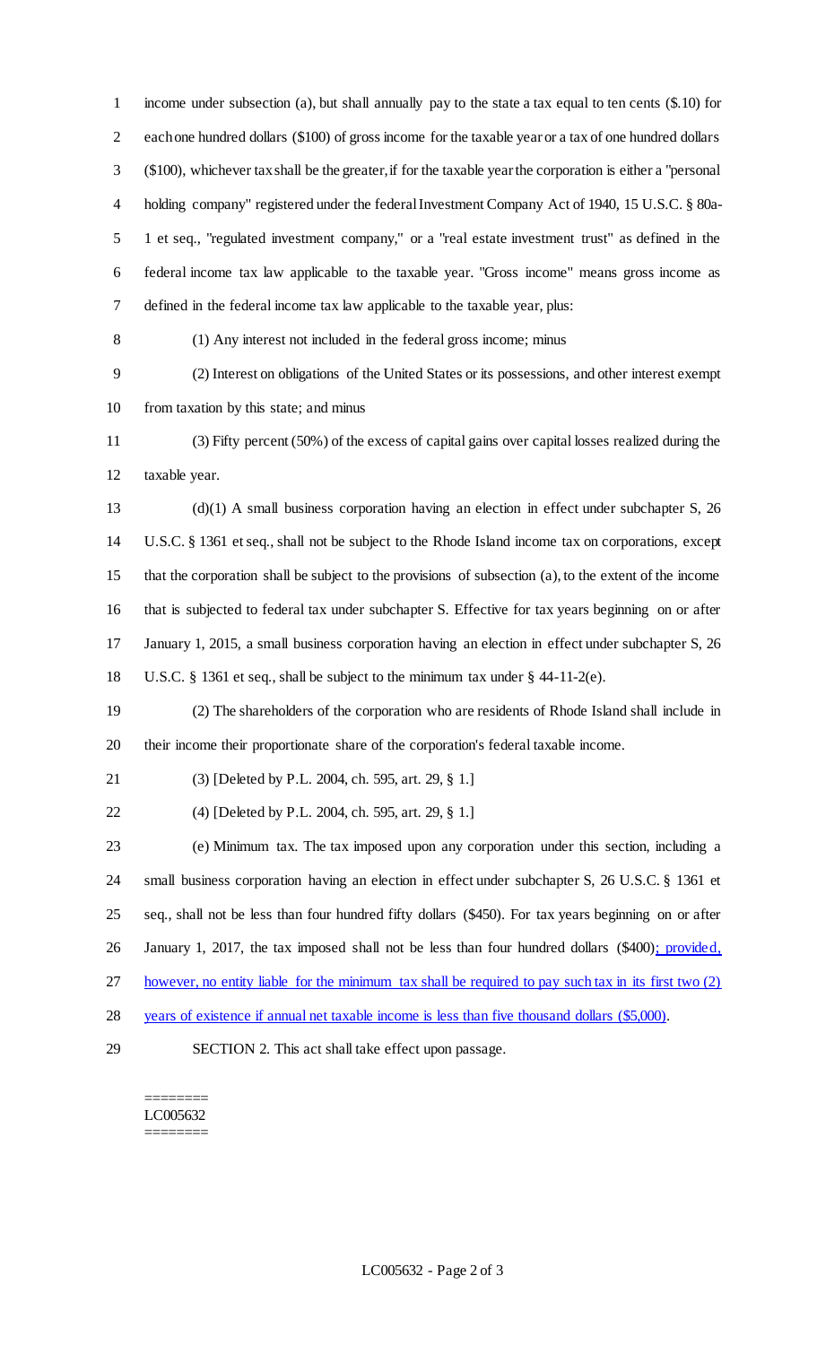income under subsection (a), but shall annually pay to the state a tax equal to ten cents ($.10) for each one hundred dollars ($100) of gross income for the taxable year or a tax of one hundred dollars ($100), whichever tax shall be the greater, if for the taxable year the corporation is either a "personal holding company" registered under the federal Investment Company Act of 1940, 15 U.S.C. § 80a-1 et seq., "regulated investment company," or a "real estate investment trust" as defined in the federal income tax law applicable to the taxable year. "Gross income" means gross income as defined in the federal income tax law applicable to the taxable year, plus:

(1) Any interest not included in the federal gross income; minus

(2) Interest on obligations of the United States or its possessions, and other interest exempt from taxation by this state; and minus

(3) Fifty percent (50%) of the excess of capital gains over capital losses realized during the taxable year.

(d)(1) A small business corporation having an election in effect under subchapter S, 26 U.S.C. § 1361 et seq., shall not be subject to the Rhode Island income tax on corporations, except that the corporation shall be subject to the provisions of subsection (a), to the extent of the income that is subjected to federal tax under subchapter S. Effective for tax years beginning on or after January 1, 2015, a small business corporation having an election in effect under subchapter S, 26 U.S.C. § 1361 et seq., shall be subject to the minimum tax under § 44-11-2(e).

(2) The shareholders of the corporation who are residents of Rhode Island shall include in their income their proportionate share of the corporation's federal taxable income.

(3) [Deleted by P.L. 2004, ch. 595, art. 29, § 1.]

(4) [Deleted by P.L. 2004, ch. 595, art. 29, § 1.]

(e) Minimum tax. The tax imposed upon any corporation under this section, including a small business corporation having an election in effect under subchapter S, 26 U.S.C. § 1361 et seq., shall not be less than four hundred fifty dollars ($450). For tax years beginning on or after January 1, 2017, the tax imposed shall not be less than four hundred dollars ($400); provided, however, no entity liable for the minimum tax shall be required to pay such tax in its first two (2) years of existence if annual net taxable income is less than five thousand dollars ($5,000).

SECTION 2. This act shall take effect upon passage.

========
LC005632
========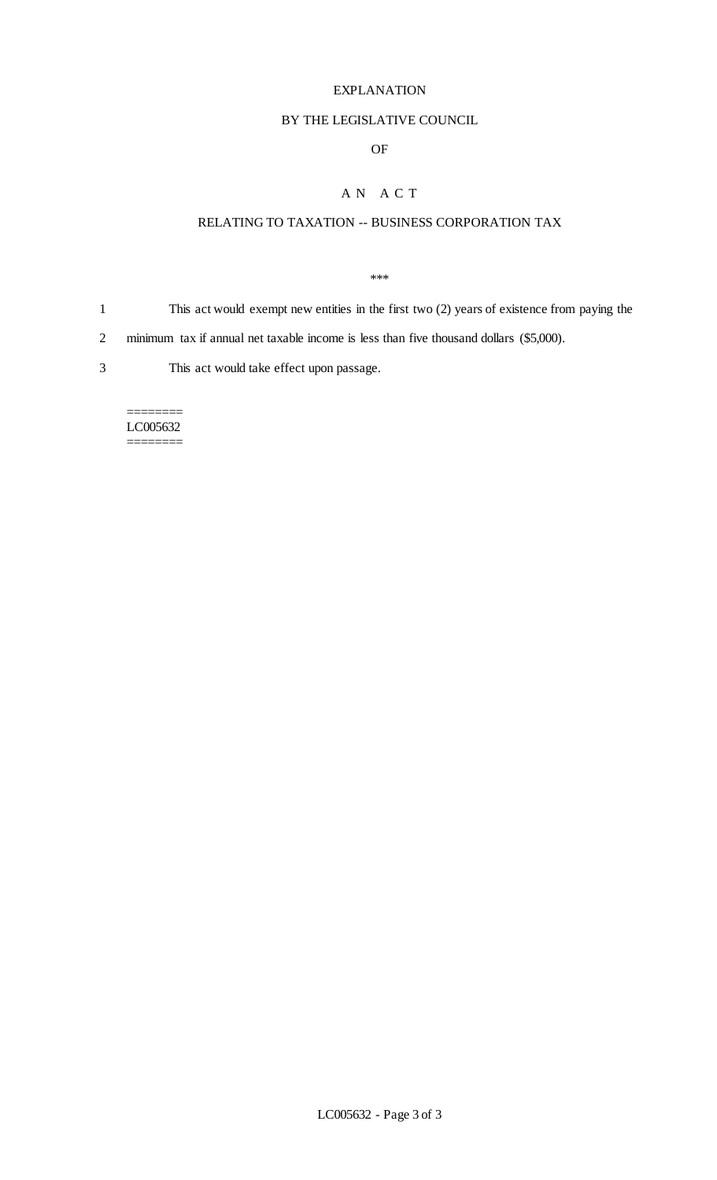EXPLANATION

BY THE LEGISLATIVE COUNCIL

OF

# A N A C T

RELATING TO TAXATION -- BUSINESS CORPORATION TAX

\*\*\*

This act would exempt new entities in the first two (2) years of existence from paying the minimum tax if annual net taxable income is less than five thousand dollars ($5,000).

This act would take effect upon passage.

========
LC005632
========